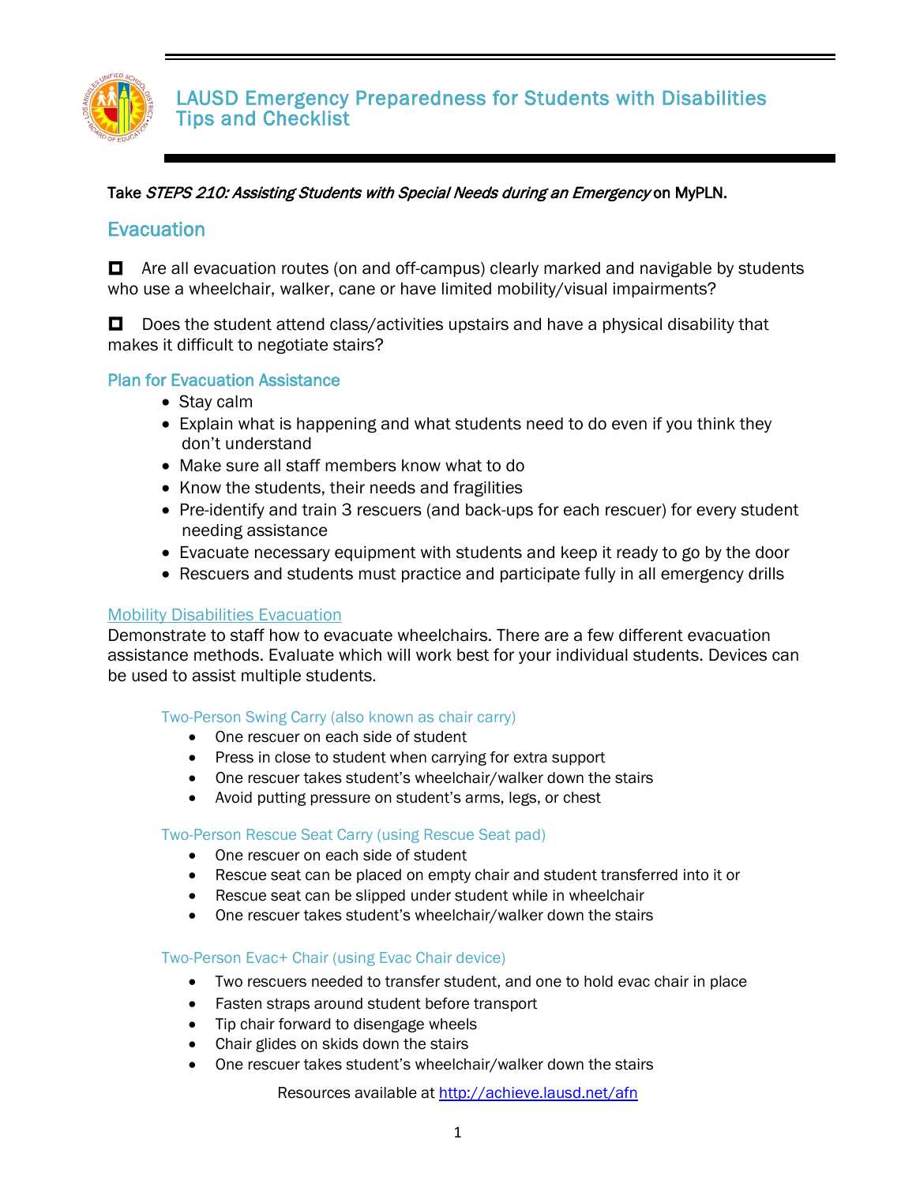# LAUSD Emergency Preparedness for Students with Disabilities Tips and Checklist

Take *STEPS 210: Assisting Students with Special Needs during an Emergency* on MyPLN.

## Evacuation

☐ Are all evacuation routes (on and off-campus) clearly marked and navigable by students who use a wheelchair, walker, cane or have limited mobility/visual impairments?

☐ Does the student attend class/activities upstairs and have a physical disability that makes it difficult to negotiate stairs?

### Plan for Evacuation Assistance

- Stay calm
- Explain what is happening and what students need to do even if you think they don't understand
- Make sure all staff members know what to do
- Know the students, their needs and fragilities
- Pre-identify and train 3 rescuers (and back-ups for each rescuer) for every student needing assistance
- Evacuate necessary equipment with students and keep it ready to go by the door
- Rescuers and students must practice and participate fully in all emergency drills

### Mobility Disabilities Evacuation

Demonstrate to staff how to evacuate wheelchairs. There are a few different evacuation assistance methods. Evaluate which will work best for your individual students. Devices can be used to assist multiple students.

#### Two-Person Swing Carry (also known as chair carry)

- One rescuer on each side of student
- Press in close to student when carrying for extra support
- One rescuer takes student's wheelchair/walker down the stairs
- Avoid putting pressure on student's arms, legs, or chest

#### Two-Person Rescue Seat Carry (using Rescue Seat pad)

- One rescuer on each side of student
- Rescue seat can be placed on empty chair and student transferred into it or
- Rescue seat can be slipped under student while in wheelchair
- One rescuer takes student's wheelchair/walker down the stairs

#### Two-Person Evac+ Chair (using Evac Chair device)

- Two rescuers needed to transfer student, and one to hold evac chair in place
- Fasten straps around student before transport
- Tip chair forward to disengage wheels
- Chair glides on skids down the stairs
- One rescuer takes student's wheelchair/walker down the stairs

Resources available at http://achieve.lausd.net/afn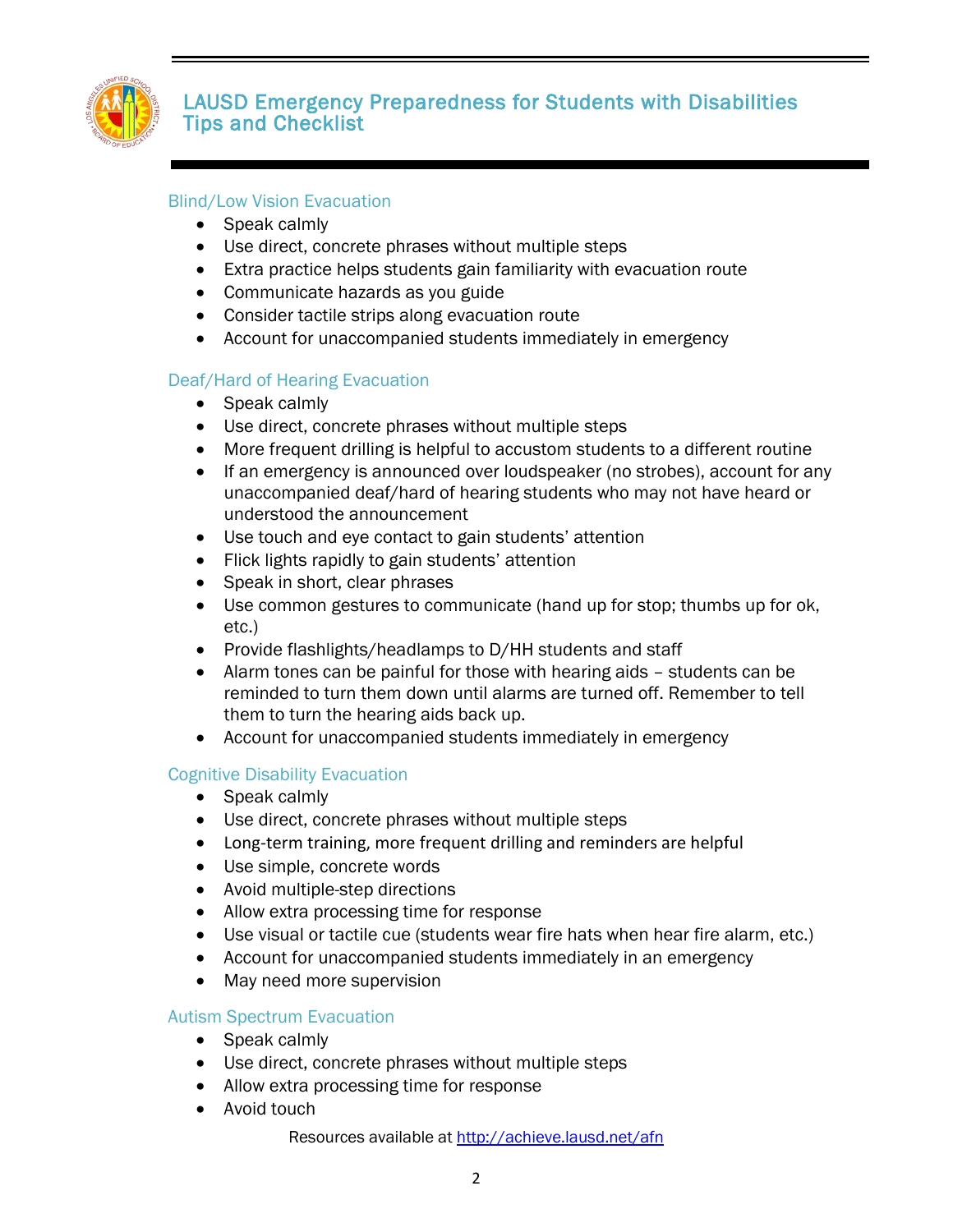# LAUSD Emergency Preparedness for Students with Disabilities Tips and Checklist

## Blind/Low Vision Evacuation

- Speak calmly
- Use direct, concrete phrases without multiple steps
- Extra practice helps students gain familiarity with evacuation route
- Communicate hazards as you guide
- Consider tactile strips along evacuation route
- Account for unaccompanied students immediately in emergency

## Deaf/Hard of Hearing Evacuation

- Speak calmly
- Use direct, concrete phrases without multiple steps
- More frequent drilling is helpful to accustom students to a different routine
- If an emergency is announced over loudspeaker (no strobes), account for any unaccompanied deaf/hard of hearing students who may not have heard or understood the announcement
- Use touch and eye contact to gain students' attention
- Flick lights rapidly to gain students' attention
- Speak in short, clear phrases
- Use common gestures to communicate (hand up for stop; thumbs up for ok, etc.)
- Provide flashlights/headlamps to D/HH students and staff
- Alarm tones can be painful for those with hearing aids – students can be reminded to turn them down until alarms are turned off. Remember to tell them to turn the hearing aids back up.
- Account for unaccompanied students immediately in emergency

## Cognitive Disability Evacuation

- Speak calmly
- Use direct, concrete phrases without multiple steps
- Long-term training, more frequent drilling and reminders are helpful
- Use simple, concrete words
- Avoid multiple-step directions
- Allow extra processing time for response
- Use visual or tactile cue (students wear fire hats when hear fire alarm, etc.)
- Account for unaccompanied students immediately in an emergency
- May need more supervision

## Autism Spectrum Evacuation

- Speak calmly
- Use direct, concrete phrases without multiple steps
- Allow extra processing time for response
- Avoid touch

Resources available at http://achieve.lausd.net/afn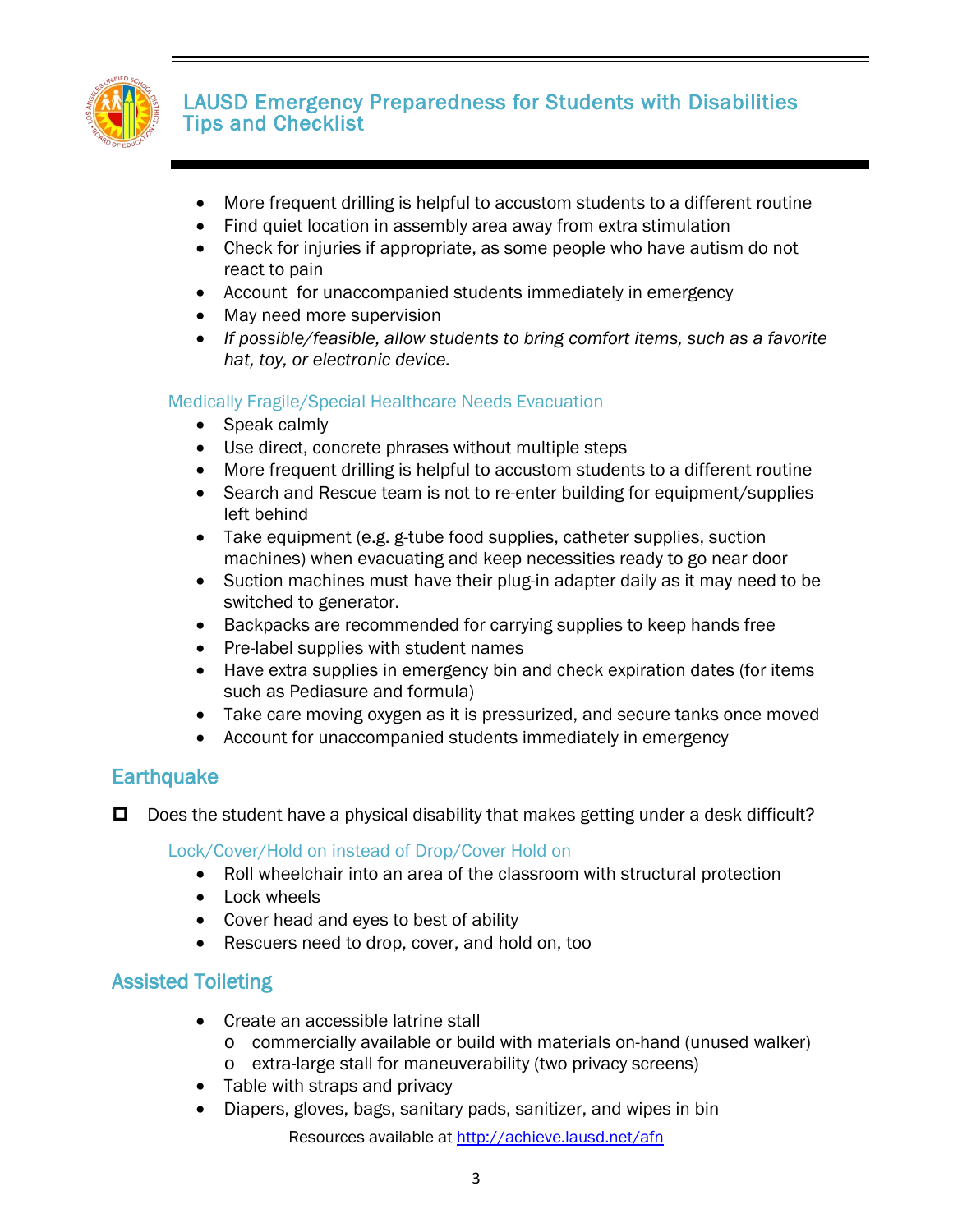- More frequent drilling is helpful to accustom students to a different routine
- Find quiet location in assembly area away from extra stimulation
- Check for injuries if appropriate, as some people who have autism do not react to pain
- Account for unaccompanied students immediately in emergency
- May need more supervision
- *If possible/feasible, allow students to bring comfort items, such as a favorite hat, toy, or electronic device.*

### Medically Fragile/Special Healthcare Needs Evacuation

- Speak calmly
- Use direct, concrete phrases without multiple steps
- More frequent drilling is helpful to accustom students to a different routine
- Search and Rescue team is not to re-enter building for equipment/supplies left behind
- Take equipment (e.g. g-tube food supplies, catheter supplies, suction machines) when evacuating and keep necessities ready to go near door
- Suction machines must have their plug-in adapter daily as it may need to be switched to generator.
- Backpacks are recommended for carrying supplies to keep hands free
- Pre-label supplies with student names
- Have extra supplies in emergency bin and check expiration dates (for items such as Pediasure and formula)
- Take care moving oxygen as it is pressurized, and secure tanks once moved
- Account for unaccompanied students immediately in emergency

## Earthquake

- [ ] Does the student have a physical disability that makes getting under a desk difficult?

### Lock/Cover/Hold on instead of Drop/Cover Hold on

- Roll wheelchair into an area of the classroom with structural protection
- Lock wheels
- Cover head and eyes to best of ability
- Rescuers need to drop, cover, and hold on, too

## Assisted Toileting

- Create an accessible latrine stall
  - commercially available or build with materials on-hand (unused walker)
  - extra-large stall for maneuverability (two privacy screens)
- Table with straps and privacy
- Diapers, gloves, bags, sanitary pads, sanitizer, and wipes in bin

Resources available at http://achieve.lausd.net/afn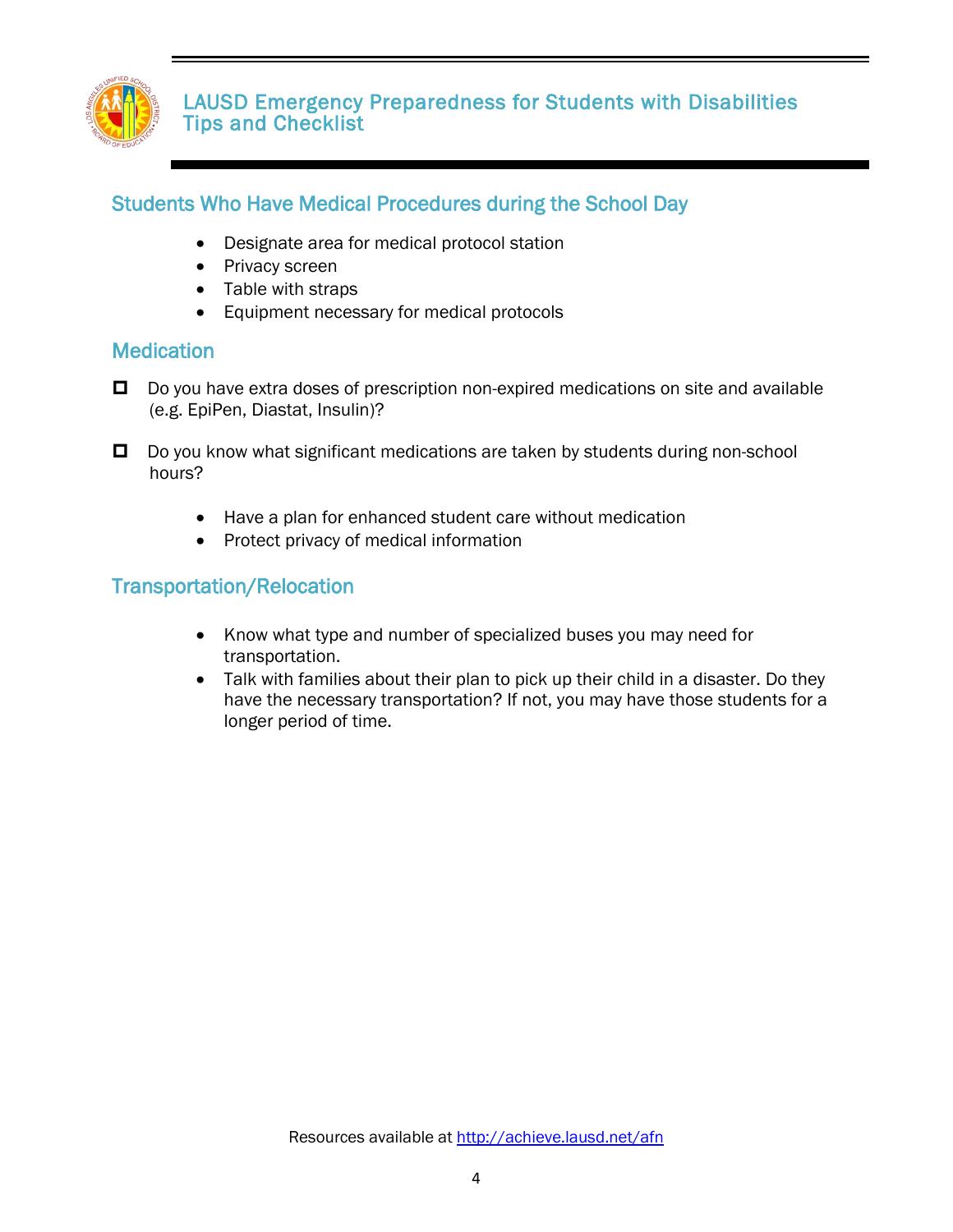## Students Who Have Medical Procedures during the School Day

- Designate area for medical protocol station
- Privacy screen
- Table with straps
- Equipment necessary for medical protocols

## Medication

- [ ] Do you have extra doses of prescription non-expired medications on site and available (e.g. EpiPen, Diastat, Insulin)?

- [ ] Do you know what significant medications are taken by students during non-school hours?

    - Have a plan for enhanced student care without medication
    - Protect privacy of medical information

## Transportation/Relocation

- Know what type and number of specialized buses you may need for transportation.
- Talk with families about their plan to pick up their child in a disaster. Do they have the necessary transportation? If not, you may have those students for a longer period of time.

Resources available at http://achieve.lausd.net/afn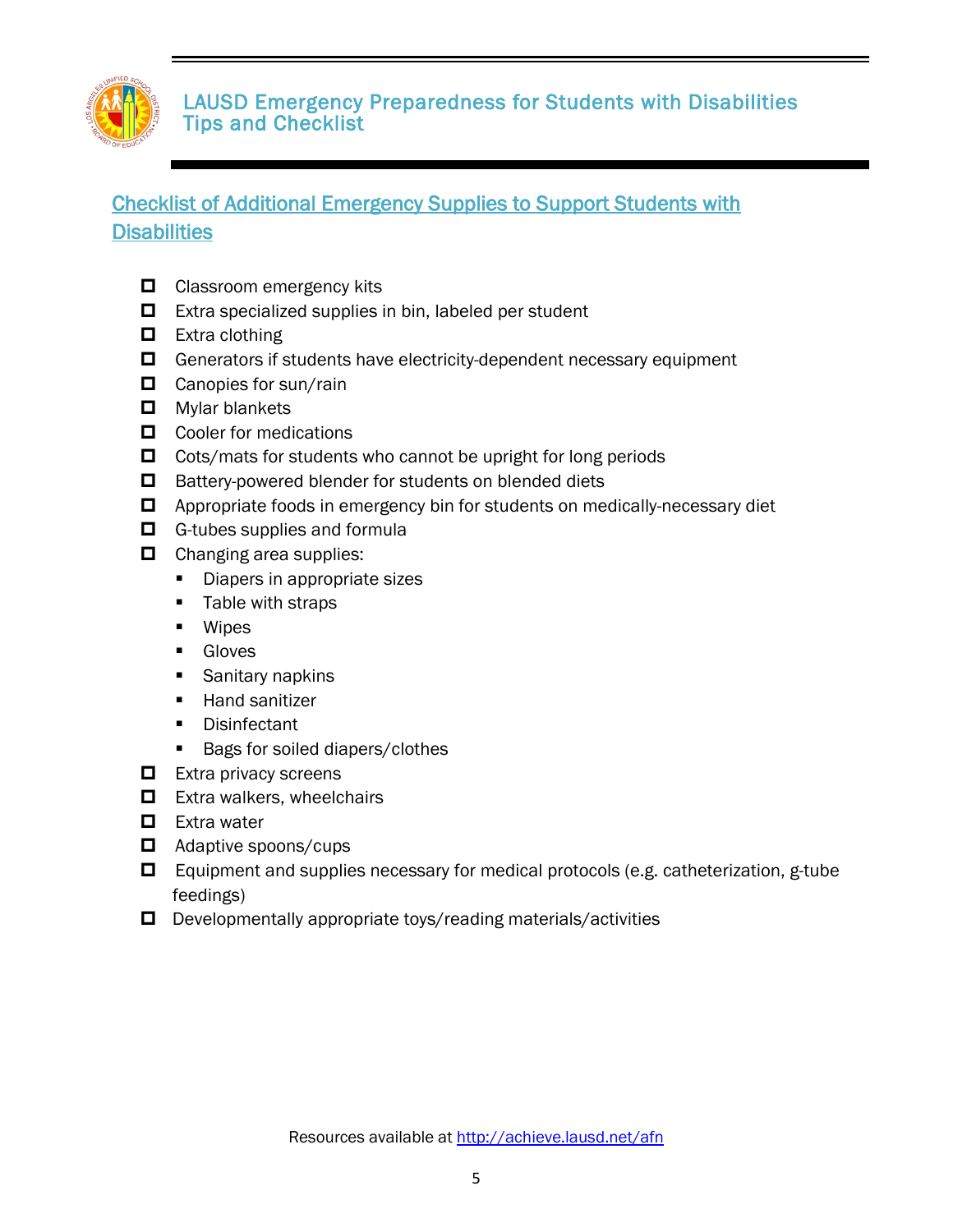## Checklist of Additional Emergency Supplies to Support Students with Disabilities

- ☐ Classroom emergency kits
- ☐ Extra specialized supplies in bin, labeled per student
- ☐ Extra clothing
- ☐ Generators if students have electricity-dependent necessary equipment
- ☐ Canopies for sun/rain
- ☐ Mylar blankets
- ☐ Cooler for medications
- ☐ Cots/mats for students who cannot be upright for long periods
- ☐ Battery-powered blender for students on blended diets
- ☐ Appropriate foods in emergency bin for students on medically-necessary diet
- ☐ G-tubes supplies and formula
- ☐ Changing area supplies:
  - Diapers in appropriate sizes
  - Table with straps
  - Wipes
  - Gloves
  - Sanitary napkins
  - Hand sanitizer
  - Disinfectant
  - Bags for soiled diapers/clothes
- ☐ Extra privacy screens
- ☐ Extra walkers, wheelchairs
- ☐ Extra water
- ☐ Adaptive spoons/cups
- ☐ Equipment and supplies necessary for medical protocols (e.g. catheterization, g-tube feedings)
- ☐ Developmentally appropriate toys/reading materials/activities

Resources available at http://achieve.lausd.net/afn